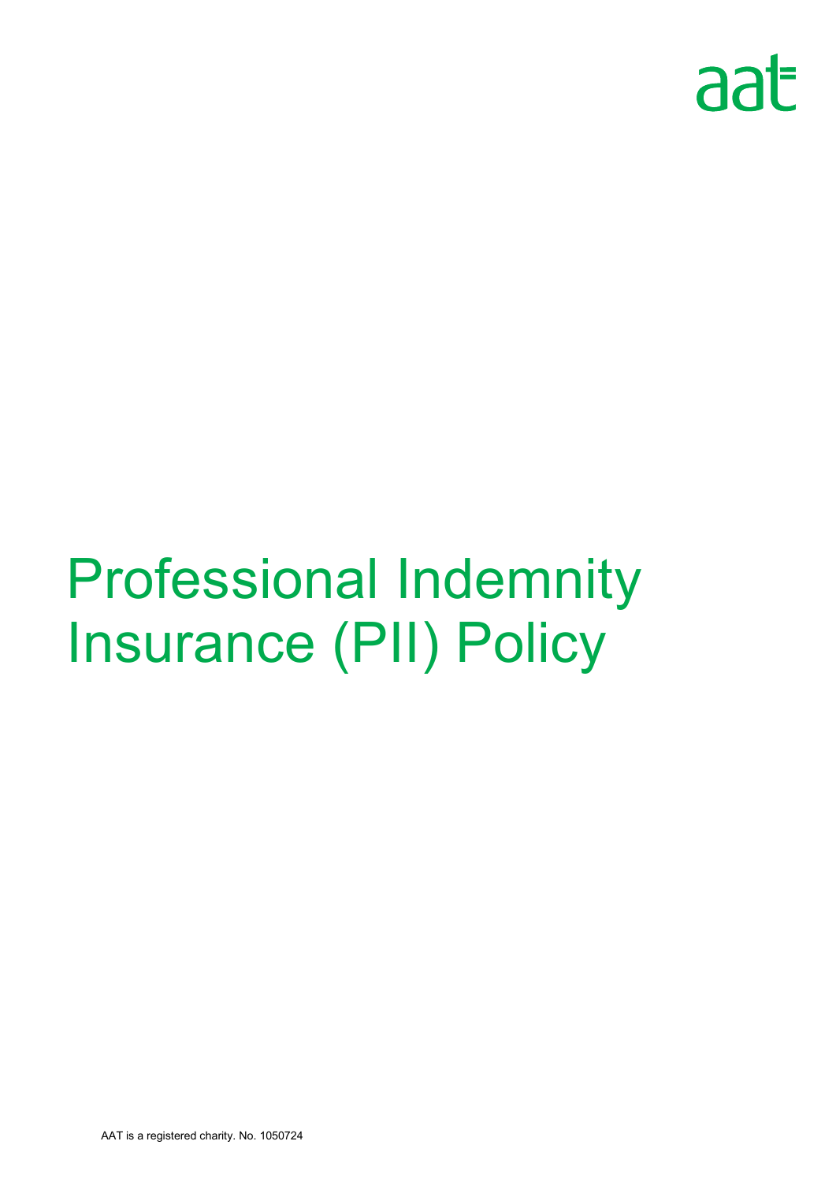aat

# Professional Indemnity Insurance (PII) Policy

AAT is a registered charity. No. 1050724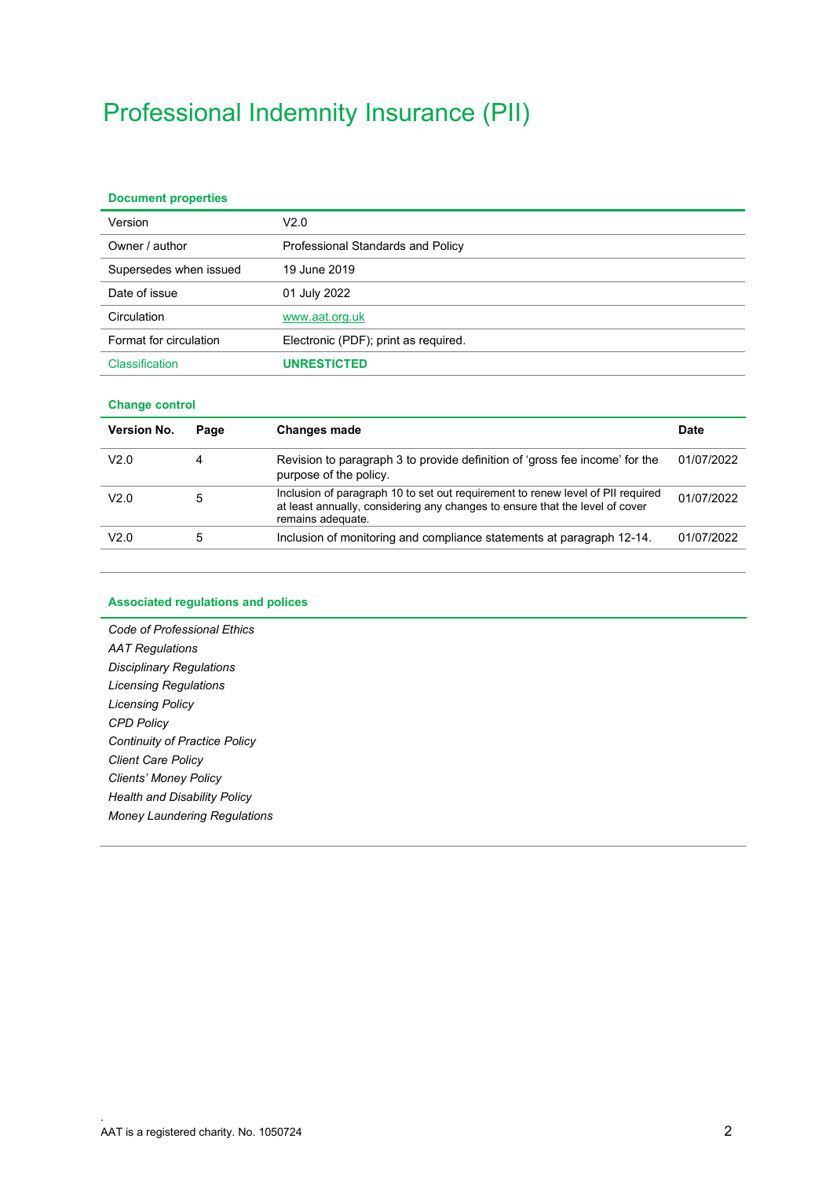# Professional Indemnity Insurance (PII)

**Document properties**

| | |
|---|---|
| Version | V2.0 |
| Owner / author | Professional Standards and Policy |
| Supersedes when issued | 19 June 2019 |
| Date of issue | 01 July 2022 |
| Circulation | www.aat.org.uk |
| Format for circulation | Electronic (PDF); print as required. |
| Classification | **UNRESTICTED** |

**Change control**

| Version No. | Page | Changes made | Date |
|---|---|---|---|
| V2.0 | 4 | Revision to paragraph 3 to provide definition of 'gross fee income' for the purpose of the policy. | 01/07/2022 |
| V2.0 | 5 | Inclusion of paragraph 10 to set out requirement to renew level of PII required at least annually, considering any changes to ensure that the level of cover remains adequate. | 01/07/2022 |
| V2.0 | 5 | Inclusion of monitoring and compliance statements at paragraph 12-14. | 01/07/2022 |

**Associated regulations and polices**

*Code of Professional Ethics*
*AAT Regulations*
*Disciplinary Regulations*
*Licensing Regulations*
*Licensing Policy*
*CPD Policy*
*Continuity of Practice Policy*
*Client Care Policy*
*Clients' Money Policy*
*Health and Disability Policy*
*Money Laundering Regulations*

AAT is a registered charity. No. 1050724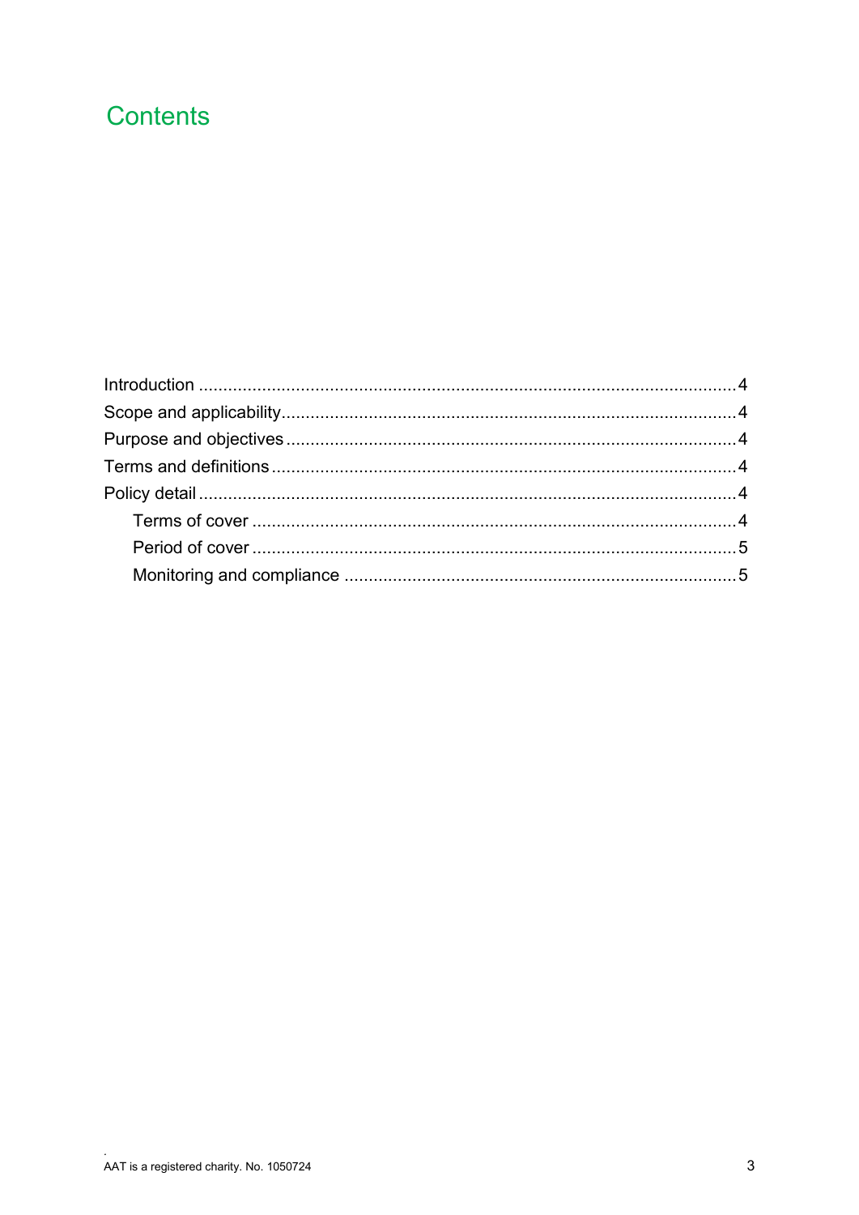# Contents

Introduction .......................................................................................................4
Scope and applicability.......................................................................................4
Purpose and objectives.......................................................................................4
Terms and definitions.........................................................................................4
Policy detail.........................................................................................................4
    Terms of cover..............................................................................................4
    Period of cover..............................................................................................5
    Monitoring and compliance ..........................................................................5

AAT is a registered charity. No. 1050724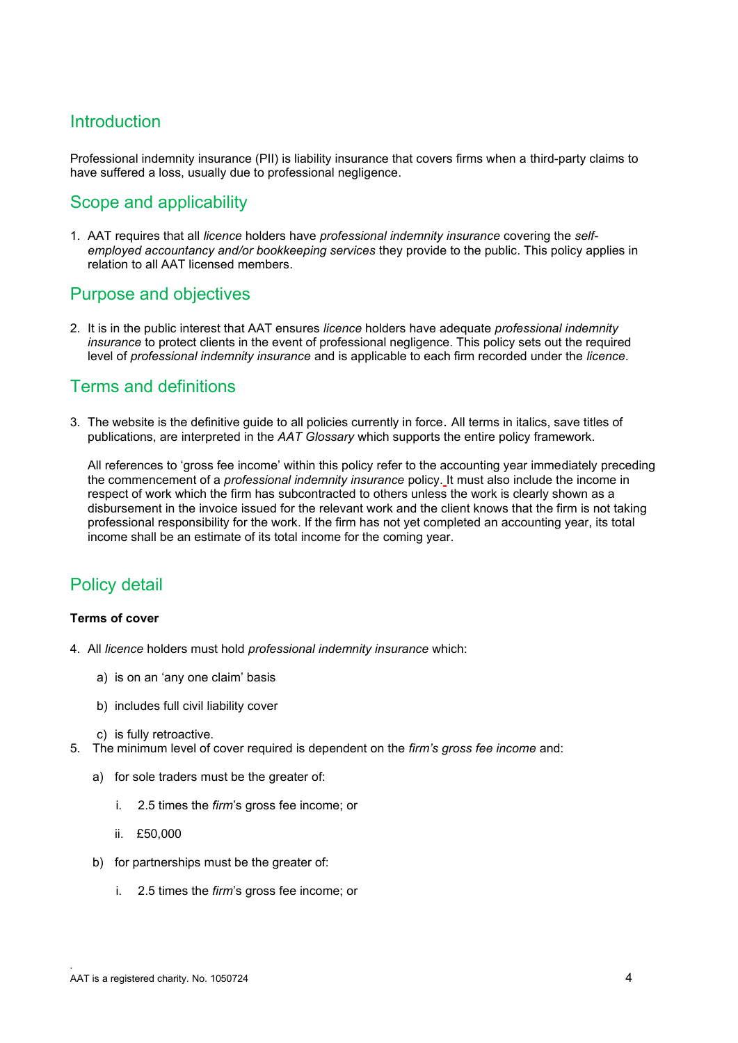## Introduction

Professional indemnity insurance (PII) is liability insurance that covers firms when a third-party claims to have suffered a loss, usually due to professional negligence.

## Scope and applicability

1. AAT requires that all *licence* holders have *professional indemnity insurance* covering the *self-employed accountancy and/or bookkeeping services* they provide to the public. This policy applies in relation to all AAT licensed members.

## Purpose and objectives

2. It is in the public interest that AAT ensures *licence* holders have adequate *professional indemnity insurance* to protect clients in the event of professional negligence. This policy sets out the required level of *professional indemnity insurance* and is applicable to each firm recorded under the *licence*.

## Terms and definitions

3. The website is the definitive guide to all policies currently in force. All terms in italics, save titles of publications, are interpreted in the *AAT Glossary* which supports the entire policy framework.

   All references to 'gross fee income' within this policy refer to the accounting year immediately preceding the commencement of a *professional indemnity insurance* policy. It must also include the income in respect of work which the firm has subcontracted to others unless the work is clearly shown as a disbursement in the invoice issued for the relevant work and the client knows that the firm is not taking professional responsibility for the work. If the firm has not yet completed an accounting year, its total income shall be an estimate of its total income for the coming year.

## Policy detail

**Terms of cover**

4. All *licence* holders must hold *professional indemnity insurance* which:

   a) is on an 'any one claim' basis

   b) includes full civil liability cover

   c) is fully retroactive.

5. The minimum level of cover required is dependent on the *firm's gross fee income* and:

   a) for sole traders must be the greater of:

      i. 2.5 times the *firm*'s gross fee income; or

      ii. £50,000

   b) for partnerships must be the greater of:

      i. 2.5 times the *firm*'s gross fee income; or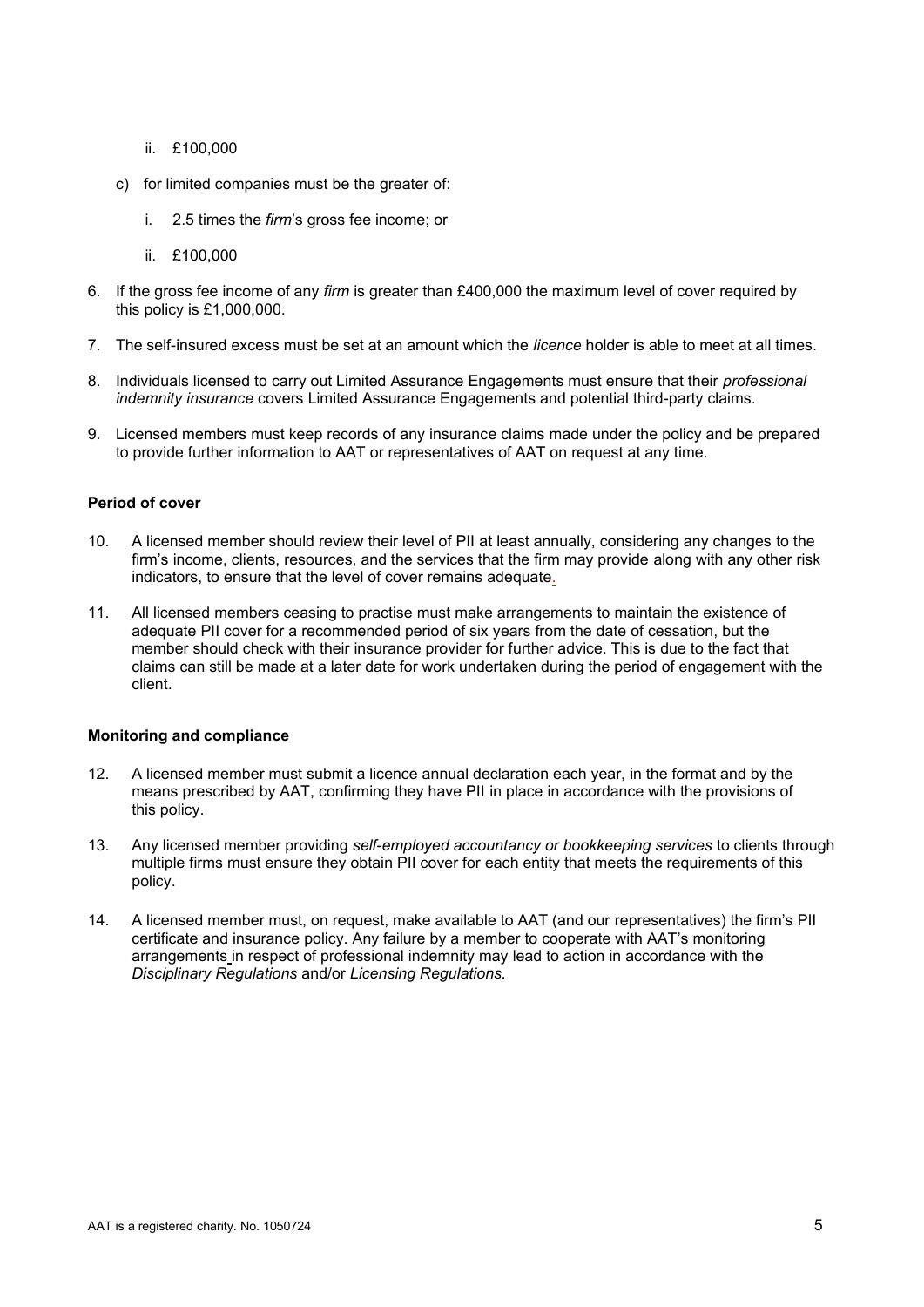ii. £100,000

c) for limited companies must be the greater of:

   i. 2.5 times the *firm*'s gross fee income; or

   ii. £100,000

6. If the gross fee income of any *firm* is greater than £400,000 the maximum level of cover required by this policy is £1,000,000.

7. The self-insured excess must be set at an amount which the *licence* holder is able to meet at all times.

8. Individuals licensed to carry out Limited Assurance Engagements must ensure that their *professional indemnity insurance* covers Limited Assurance Engagements and potential third-party claims.

9. Licensed members must keep records of any insurance claims made under the policy and be prepared to provide further information to AAT or representatives of AAT on request at any time.

**Period of cover**

10. A licensed member should review their level of PII at least annually, considering any changes to the firm's income, clients, resources, and the services that the firm may provide along with any other risk indicators, to ensure that the level of cover remains adequate.

11. All licensed members ceasing to practise must make arrangements to maintain the existence of adequate PII cover for a recommended period of six years from the date of cessation, but the member should check with their insurance provider for further advice. This is due to the fact that claims can still be made at a later date for work undertaken during the period of engagement with the client.

**Monitoring and compliance**

12. A licensed member must submit a licence annual declaration each year, in the format and by the means prescribed by AAT, confirming they have PII in place in accordance with the provisions of this policy.

13. Any licensed member providing *self-employed accountancy or bookkeeping services* to clients through multiple firms must ensure they obtain PII cover for each entity that meets the requirements of this policy.

14. A licensed member must, on request, make available to AAT (and our representatives) the firm's PII certificate and insurance policy. Any failure by a member to cooperate with AAT's monitoring arrangements in respect of professional indemnity may lead to action in accordance with the *Disciplinary Regulations* and/or *Licensing Regulations.*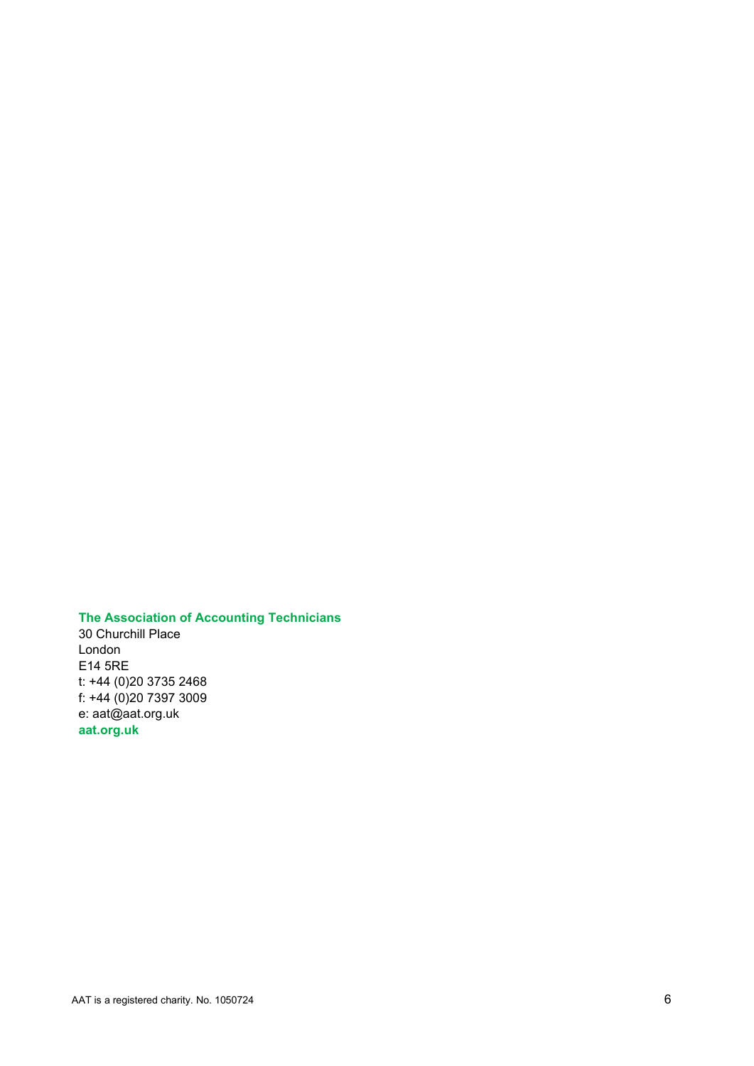**The Association of Accounting Technicians**
30 Churchill Place
London
E14 5RE
t: +44 (0)20 3735 2468
f: +44 (0)20 7397 3009
e: aat@aat.org.uk
**aat.org.uk**

AAT is a registered charity. No. 1050724